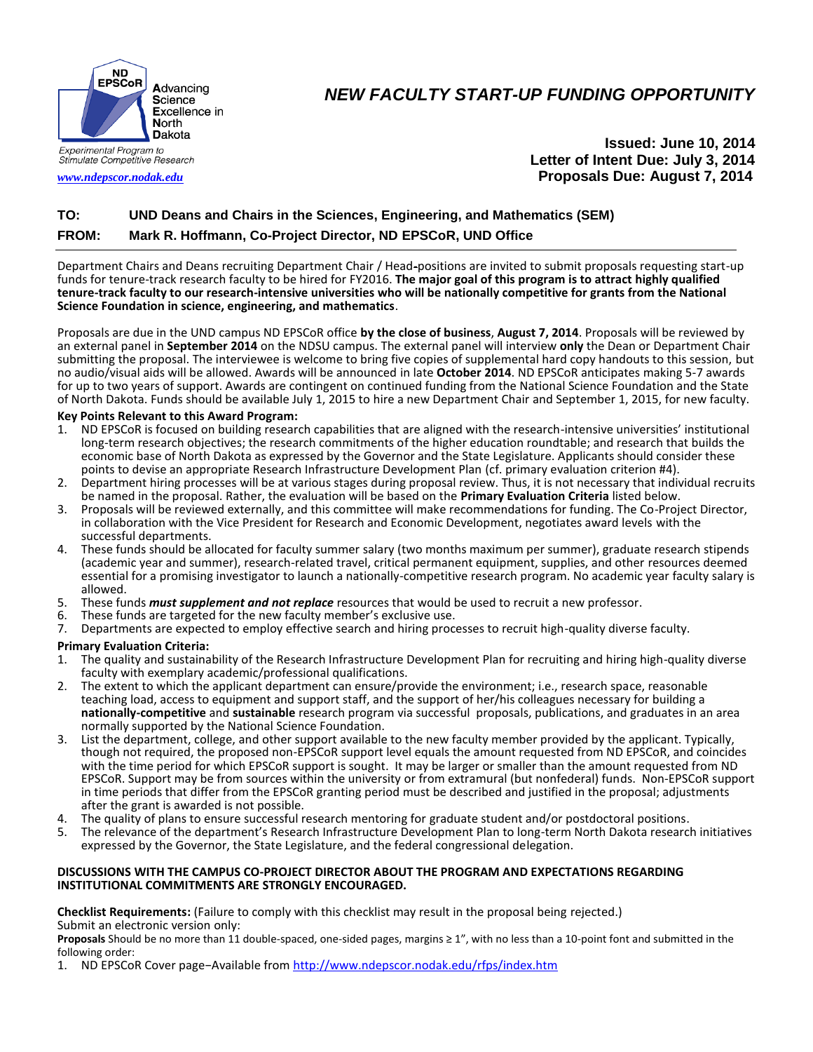ND EPSCoR Advancing Science Excellence in North Dakota

Experimental Program to Stimulate Competitive Research

*www.ndepscor.nodak.edu*

# *NEW FACULTY START-UP FUNDING OPPORTUNITY*

**Issued: June 10, 2014**
**Letter of Intent Due: July 3, 2014**
**Proposals Due: August 7, 2014**

**TO:** **UND Deans and Chairs in the Sciences, Engineering, and Mathematics (SEM)**

**FROM:** **Mark R. Hoffmann, Co-Project Director, ND EPSCoR, UND Office**

---

Department Chairs and Deans recruiting Department Chair / Head-positions are invited to submit proposals requesting start-up funds for tenure-track research faculty to be hired for FY2016. **The major goal of this program is to attract highly qualified tenure-track faculty to our research-intensive universities who will be nationally competitive for grants from the National Science Foundation in science, engineering, and mathematics**.

Proposals are due in the UND campus ND EPSCoR office **by the close of business**, **August 7, 2014**. Proposals will be reviewed by an external panel in **September 2014** on the NDSU campus. The external panel will interview **only** the Dean or Department Chair submitting the proposal. The interviewee is welcome to bring five copies of supplemental hard copy handouts to this session, but no audio/visual aids will be allowed. Awards will be announced in late **October 2014**. ND EPSCoR anticipates making 5-7 awards for up to two years of support. Awards are contingent on continued funding from the National Science Foundation and the State of North Dakota. Funds should be available July 1, 2015 to hire a new Department Chair and September 1, 2015, for new faculty.

**Key Points Relevant to this Award Program:**

1. ND EPSCoR is focused on building research capabilities that are aligned with the research-intensive universities' institutional long-term research objectives; the research commitments of the higher education roundtable; and research that builds the economic base of North Dakota as expressed by the Governor and the State Legislature. Applicants should consider these points to devise an appropriate Research Infrastructure Development Plan (cf. primary evaluation criterion #4).
2. Department hiring processes will be at various stages during proposal review. Thus, it is not necessary that individual recruits be named in the proposal. Rather, the evaluation will be based on the **Primary Evaluation Criteria** listed below.
3. Proposals will be reviewed externally, and this committee will make recommendations for funding. The Co-Project Director, in collaboration with the Vice President for Research and Economic Development, negotiates award levels with the successful departments.
4. These funds should be allocated for faculty summer salary (two months maximum per summer), graduate research stipends (academic year and summer), research-related travel, critical permanent equipment, supplies, and other resources deemed essential for a promising investigator to launch a nationally-competitive research program. No academic year faculty salary is allowed.
5. These funds ***must supplement and not replace*** resources that would be used to recruit a new professor.
6. These funds are targeted for the new faculty member's exclusive use.
7. Departments are expected to employ effective search and hiring processes to recruit high-quality diverse faculty.

**Primary Evaluation Criteria:**

1. The quality and sustainability of the Research Infrastructure Development Plan for recruiting and hiring high-quality diverse faculty with exemplary academic/professional qualifications.
2. The extent to which the applicant department can ensure/provide the environment; i.e., research space, reasonable teaching load, access to equipment and support staff, and the support of her/his colleagues necessary for building a **nationally-competitive** and **sustainable** research program via successful proposals, publications, and graduates in an area normally supported by the National Science Foundation.
3. List the department, college, and other support available to the new faculty member provided by the applicant. Typically, though not required, the proposed non-EPSCoR support level equals the amount requested from ND EPSCoR, and coincides with the time period for which EPSCoR support is sought. It may be larger or smaller than the amount requested from ND EPSCoR. Support may be from sources within the university or from extramural (but nonfederal) funds. Non-EPSCoR support in time periods that differ from the EPSCoR granting period must be described and justified in the proposal; adjustments after the grant is awarded is not possible.
4. The quality of plans to ensure successful research mentoring for graduate student and/or postdoctoral positions.
5. The relevance of the department's Research Infrastructure Development Plan to long-term North Dakota research initiatives expressed by the Governor, the State Legislature, and the federal congressional delegation.

**DISCUSSIONS WITH THE CAMPUS CO-PROJECT DIRECTOR ABOUT THE PROGRAM AND EXPECTATIONS REGARDING INSTITUTIONAL COMMITMENTS ARE STRONGLY ENCOURAGED.**

**Checklist Requirements:** (Failure to comply with this checklist may result in the proposal being rejected.)
Submit an electronic version only:

**Proposals** Should be no more than 11 double-spaced, one-sided pages, margins ≥ 1", with no less than a 10-point font and submitted in the following order:

1. ND EPSCoR Cover page–Available from http://www.ndepscor.nodak.edu/rfps/index.htm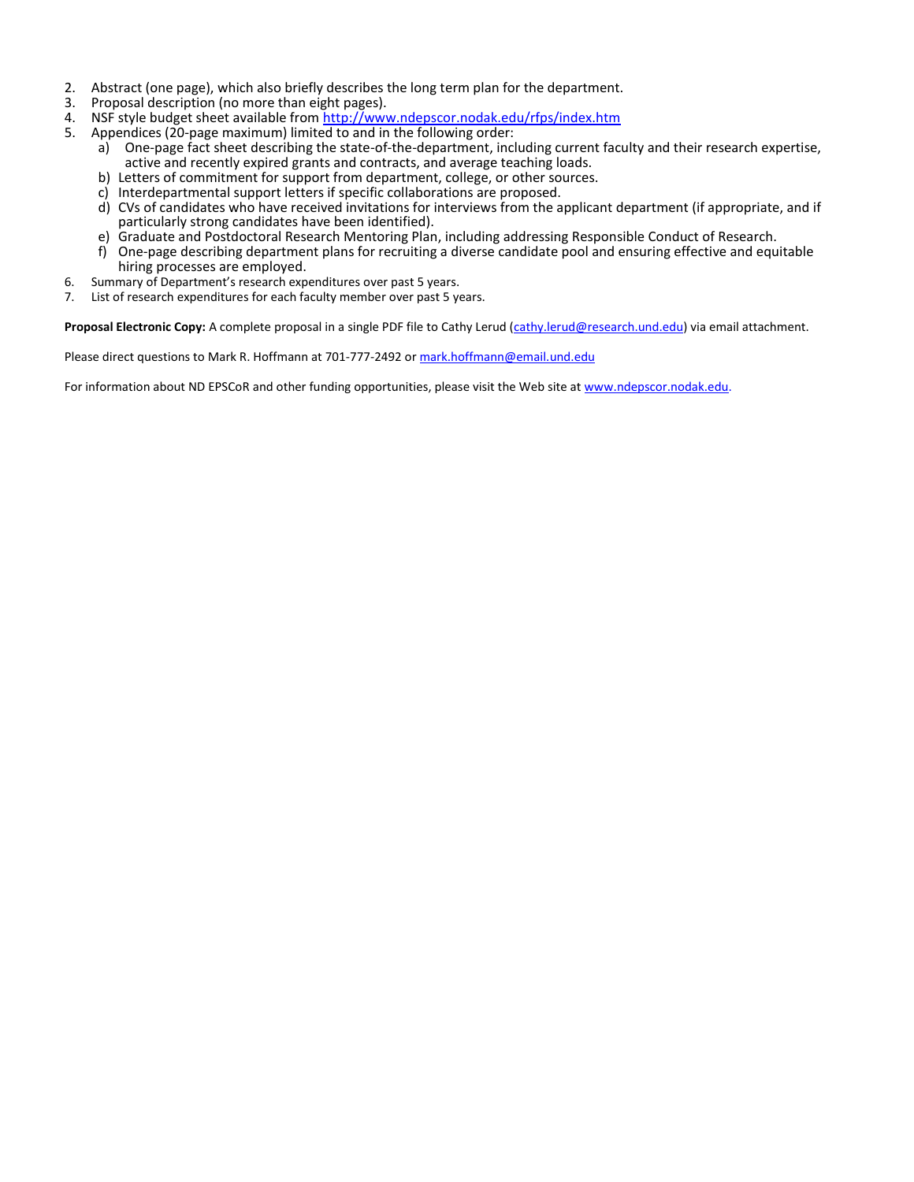2. Abstract (one page), which also briefly describes the long term plan for the department.
3. Proposal description (no more than eight pages).
4. NSF style budget sheet available from http://www.ndepscor.nodak.edu/rfps/index.htm
5. Appendices (20-page maximum) limited to and in the following order:
   a) One-page fact sheet describing the state-of-the-department, including current faculty and their research expertise, active and recently expired grants and contracts, and average teaching loads.
   b) Letters of commitment for support from department, college, or other sources.
   c) Interdepartmental support letters if specific collaborations are proposed.
   d) CVs of candidates who have received invitations for interviews from the applicant department (if appropriate, and if particularly strong candidates have been identified).
   e) Graduate and Postdoctoral Research Mentoring Plan, including addressing Responsible Conduct of Research.
   f) One-page describing department plans for recruiting a diverse candidate pool and ensuring effective and equitable hiring processes are employed.
6. Summary of Department's research expenditures over past 5 years.
7. List of research expenditures for each faculty member over past 5 years.

**Proposal Electronic Copy:** A complete proposal in a single PDF file to Cathy Lerud (cathy.lerud@research.und.edu) via email attachment.

Please direct questions to Mark R. Hoffmann at 701-777-2492 or mark.hoffmann@email.und.edu

For information about ND EPSCoR and other funding opportunities, please visit the Web site at www.ndepscor.nodak.edu.